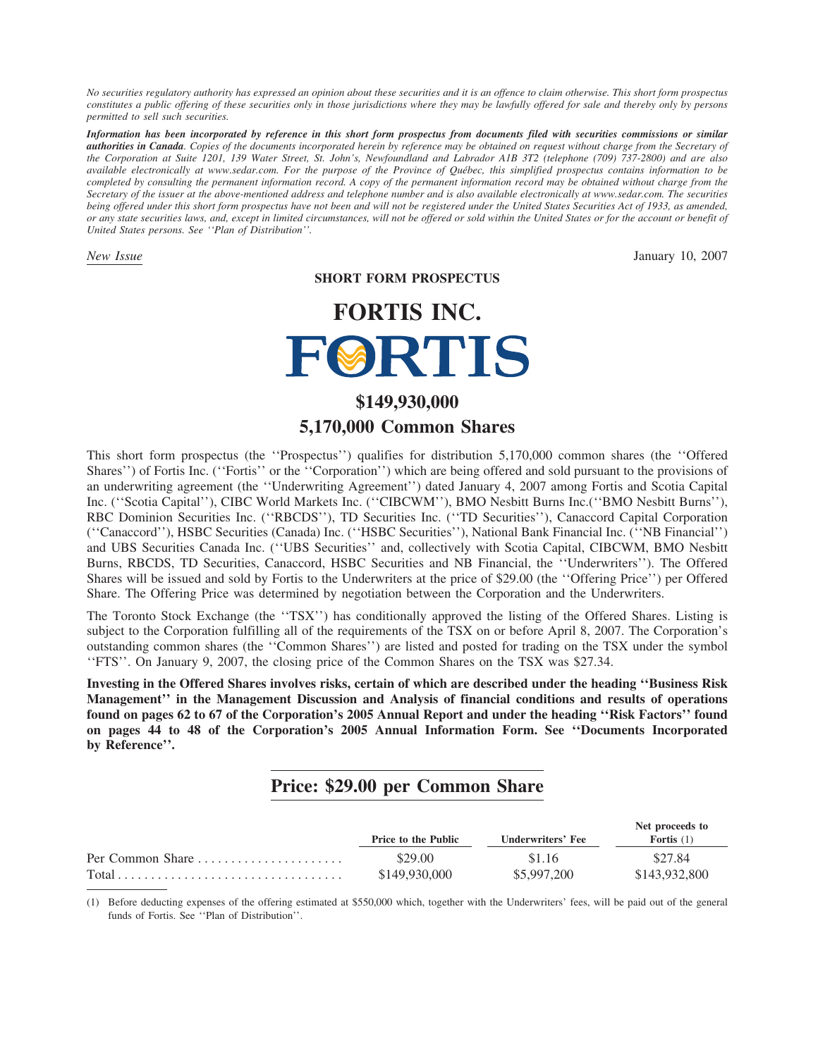*No securities regulatory authority has expressed an opinion about these securities and it is an offence to claim otherwise. This short form prospectus constitutes a public offering of these securities only in those jurisdictions where they may be lawfully offered for sale and thereby only by persons permitted to sell such securities.*

***Information has been incorporated by reference in this short form prospectus from documents filed with securities commissions or similar authorities in Canada****. Copies of the documents incorporated herein by reference may be obtained on request without charge from the Secretary of the Corporation at Suite 1201, 139 Water Street, St. John's, Newfoundland and Labrador A1B 3T2 (telephone (709) 737-2800) and are also available electronically at www.sedar.com. For the purpose of the Province of Québec, this simplified prospectus contains information to be completed by consulting the permanent information record. A copy of the permanent information record may be obtained without charge from the Secretary of the issuer at the above-mentioned address and telephone number and is also available electronically at www.sedar.com. The securities being offered under this short form prospectus have not been and will not be registered under the United States Securities Act of 1933, as amended, or any state securities laws, and, except in limited circumstances, will not be offered or sold within the United States or for the account or benefit of United States persons. See ''Plan of Distribution''.*

*New Issue* January 10, 2007

**SHORT FORM PROSPECTUS**

# FORTIS INC.

FORTIS

## $149,930,000

## 5,170,000 Common Shares

This short form prospectus (the ''Prospectus'') qualifies for distribution 5,170,000 common shares (the ''Offered Shares'') of Fortis Inc. (''Fortis'' or the ''Corporation'') which are being offered and sold pursuant to the provisions of an underwriting agreement (the ''Underwriting Agreement'') dated January 4, 2007 among Fortis and Scotia Capital Inc. (''Scotia Capital''), CIBC World Markets Inc. (''CIBCWM''), BMO Nesbitt Burns Inc.(''BMO Nesbitt Burns''), RBC Dominion Securities Inc. (''RBCDS''), TD Securities Inc. (''TD Securities''), Canaccord Capital Corporation (''Canaccord''), HSBC Securities (Canada) Inc. (''HSBC Securities''), National Bank Financial Inc. (''NB Financial'') and UBS Securities Canada Inc. (''UBS Securities'' and, collectively with Scotia Capital, CIBCWM, BMO Nesbitt Burns, RBCDS, TD Securities, Canaccord, HSBC Securities and NB Financial, the ''Underwriters''). The Offered Shares will be issued and sold by Fortis to the Underwriters at the price of $29.00 (the ''Offering Price'') per Offered Share. The Offering Price was determined by negotiation between the Corporation and the Underwriters.

The Toronto Stock Exchange (the ''TSX'') has conditionally approved the listing of the Offered Shares. Listing is subject to the Corporation fulfilling all of the requirements of the TSX on or before April 8, 2007. The Corporation's outstanding common shares (the ''Common Shares'') are listed and posted for trading on the TSX under the symbol ''FTS''. On January 9, 2007, the closing price of the Common Shares on the TSX was $27.34.

**Investing in the Offered Shares involves risks, certain of which are described under the heading ''Business Risk Management'' in the Management Discussion and Analysis of financial conditions and results of operations found on pages 62 to 67 of the Corporation's 2005 Annual Report and under the heading ''Risk Factors'' found on pages 44 to 48 of the Corporation's 2005 Annual Information Form. See ''Documents Incorporated by Reference''.**

## Price: $29.00 per Common Share

| | Price to the Public | Underwriters' Fee | Net proceeds to Fortis (1) |
|---|---|---|---|
| Per Common Share | $29.00 | $1.16 | $27.84 |
| Total | $149,930,000 | $5,997,200 | $143,932,800 |

(1) Before deducting expenses of the offering estimated at $550,000 which, together with the Underwriters' fees, will be paid out of the general funds of Fortis. See ''Plan of Distribution''.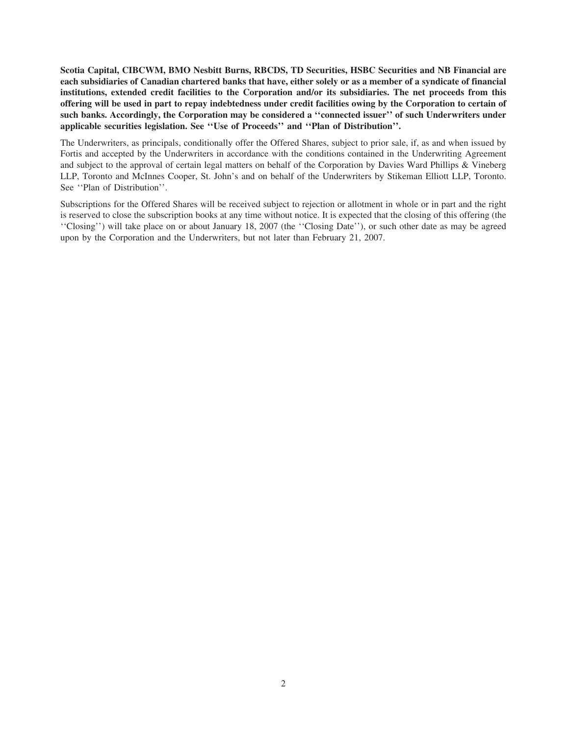**Scotia Capital, CIBCWM, BMO Nesbitt Burns, RBCDS, TD Securities, HSBC Securities and NB Financial are each subsidiaries of Canadian chartered banks that have, either solely or as a member of a syndicate of financial institutions, extended credit facilities to the Corporation and/or its subsidiaries. The net proceeds from this offering will be used in part to repay indebtedness under credit facilities owing by the Corporation to certain of such banks. Accordingly, the Corporation may be considered a ''connected issuer'' of such Underwriters under applicable securities legislation. See ''Use of Proceeds'' and ''Plan of Distribution''.**

The Underwriters, as principals, conditionally offer the Offered Shares, subject to prior sale, if, as and when issued by Fortis and accepted by the Underwriters in accordance with the conditions contained in the Underwriting Agreement and subject to the approval of certain legal matters on behalf of the Corporation by Davies Ward Phillips & Vineberg LLP, Toronto and McInnes Cooper, St. John's and on behalf of the Underwriters by Stikeman Elliott LLP, Toronto. See ''Plan of Distribution''.

Subscriptions for the Offered Shares will be received subject to rejection or allotment in whole or in part and the right is reserved to close the subscription books at any time without notice. It is expected that the closing of this offering (the ''Closing'') will take place on or about January 18, 2007 (the ''Closing Date''), or such other date as may be agreed upon by the Corporation and the Underwriters, but not later than February 21, 2007.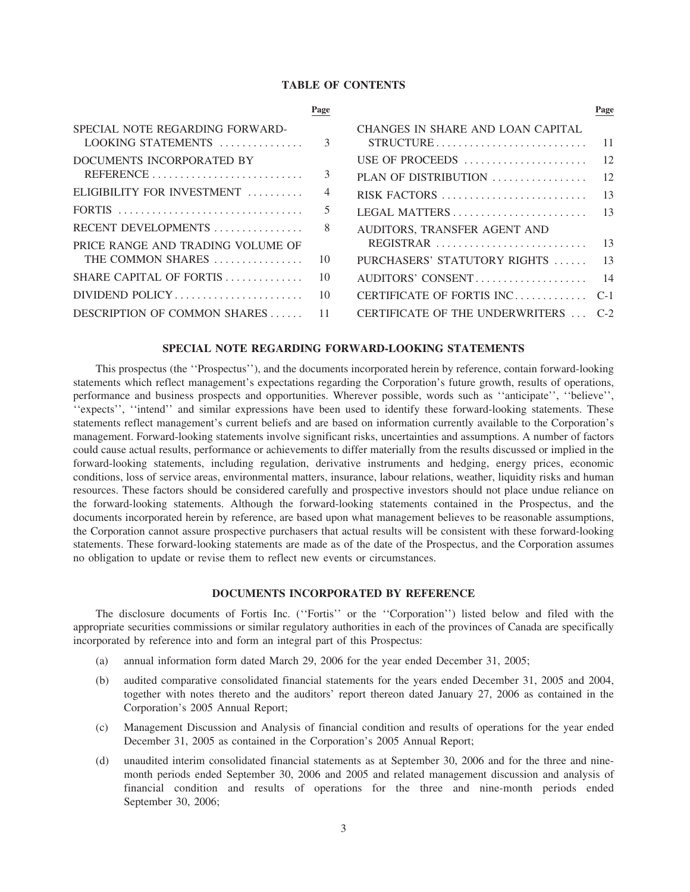## TABLE OF CONTENTS

| | Page | | Page |
|---|---|---|---|
| SPECIAL NOTE REGARDING FORWARD-LOOKING STATEMENTS | 3 | CHANGES IN SHARE AND LOAN CAPITAL STRUCTURE | 11 |
| DOCUMENTS INCORPORATED BY REFERENCE | 3 | USE OF PROCEEDS | 12 |
| ELIGIBILITY FOR INVESTMENT | 4 | PLAN OF DISTRIBUTION | 12 |
| FORTIS | 5 | RISK FACTORS | 13 |
| RECENT DEVELOPMENTS | 8 | LEGAL MATTERS | 13 |
| PRICE RANGE AND TRADING VOLUME OF THE COMMON SHARES | 10 | AUDITORS, TRANSFER AGENT AND REGISTRAR | 13 |
| SHARE CAPITAL OF FORTIS | 10 | PURCHASERS' STATUTORY RIGHTS | 13 |
| DIVIDEND POLICY | 10 | AUDITORS' CONSENT | 14 |
| DESCRIPTION OF COMMON SHARES | 11 | CERTIFICATE OF FORTIS INC. | C-1 |
| | | CERTIFICATE OF THE UNDERWRITERS | C-2 |

## SPECIAL NOTE REGARDING FORWARD-LOOKING STATEMENTS

This prospectus (the ''Prospectus''), and the documents incorporated herein by reference, contain forward-looking statements which reflect management's expectations regarding the Corporation's future growth, results of operations, performance and business prospects and opportunities. Wherever possible, words such as ''anticipate'', ''believe'', ''expects'', ''intend'' and similar expressions have been used to identify these forward-looking statements. These statements reflect management's current beliefs and are based on information currently available to the Corporation's management. Forward-looking statements involve significant risks, uncertainties and assumptions. A number of factors could cause actual results, performance or achievements to differ materially from the results discussed or implied in the forward-looking statements, including regulation, derivative instruments and hedging, energy prices, economic conditions, loss of service areas, environmental matters, insurance, labour relations, weather, liquidity risks and human resources. These factors should be considered carefully and prospective investors should not place undue reliance on the forward-looking statements. Although the forward-looking statements contained in the Prospectus, and the documents incorporated herein by reference, are based upon what management believes to be reasonable assumptions, the Corporation cannot assure prospective purchasers that actual results will be consistent with these forward-looking statements. These forward-looking statements are made as of the date of the Prospectus, and the Corporation assumes no obligation to update or revise them to reflect new events or circumstances.

## DOCUMENTS INCORPORATED BY REFERENCE

The disclosure documents of Fortis Inc. (''Fortis'' or the ''Corporation'') listed below and filed with the appropriate securities commissions or similar regulatory authorities in each of the provinces of Canada are specifically incorporated by reference into and form an integral part of this Prospectus:

(a) annual information form dated March 29, 2006 for the year ended December 31, 2005;

(b) audited comparative consolidated financial statements for the years ended December 31, 2005 and 2004, together with notes thereto and the auditors' report thereon dated January 27, 2006 as contained in the Corporation's 2005 Annual Report;

(c) Management Discussion and Analysis of financial condition and results of operations for the year ended December 31, 2005 as contained in the Corporation's 2005 Annual Report;

(d) unaudited interim consolidated financial statements as at September 30, 2006 and for the three and nine-month periods ended September 30, 2006 and 2005 and related management discussion and analysis of financial condition and results of operations for the three and nine-month periods ended September 30, 2006;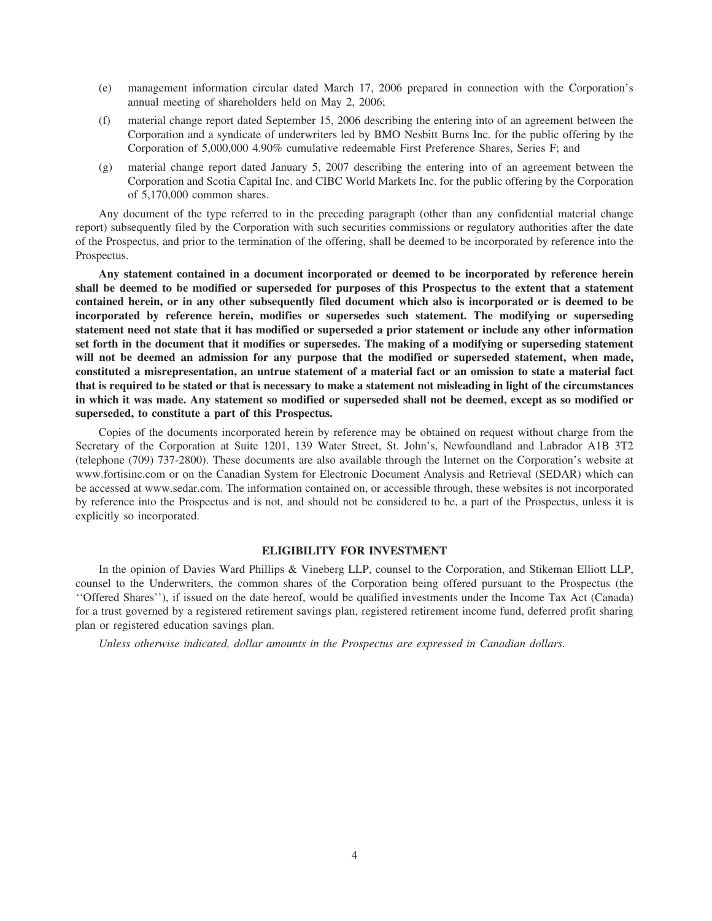(e) management information circular dated March 17, 2006 prepared in connection with the Corporation's annual meeting of shareholders held on May 2, 2006;

(f) material change report dated September 15, 2006 describing the entering into of an agreement between the Corporation and a syndicate of underwriters led by BMO Nesbitt Burns Inc. for the public offering by the Corporation of 5,000,000 4.90% cumulative redeemable First Preference Shares, Series F; and

(g) material change report dated January 5, 2007 describing the entering into of an agreement between the Corporation and Scotia Capital Inc. and CIBC World Markets Inc. for the public offering by the Corporation of 5,170,000 common shares.

Any document of the type referred to in the preceding paragraph (other than any confidential material change report) subsequently filed by the Corporation with such securities commissions or regulatory authorities after the date of the Prospectus, and prior to the termination of the offering, shall be deemed to be incorporated by reference into the Prospectus.

**Any statement contained in a document incorporated or deemed to be incorporated by reference herein shall be deemed to be modified or superseded for purposes of this Prospectus to the extent that a statement contained herein, or in any other subsequently filed document which also is incorporated or is deemed to be incorporated by reference herein, modifies or supersedes such statement. The modifying or superseding statement need not state that it has modified or superseded a prior statement or include any other information set forth in the document that it modifies or supersedes. The making of a modifying or superseding statement will not be deemed an admission for any purpose that the modified or superseded statement, when made, constituted a misrepresentation, an untrue statement of a material fact or an omission to state a material fact that is required to be stated or that is necessary to make a statement not misleading in light of the circumstances in which it was made. Any statement so modified or superseded shall not be deemed, except as so modified or superseded, to constitute a part of this Prospectus.**

Copies of the documents incorporated herein by reference may be obtained on request without charge from the Secretary of the Corporation at Suite 1201, 139 Water Street, St. John's, Newfoundland and Labrador A1B 3T2 (telephone (709) 737-2800). These documents are also available through the Internet on the Corporation's website at www.fortisinc.com or on the Canadian System for Electronic Document Analysis and Retrieval (SEDAR) which can be accessed at www.sedar.com. The information contained on, or accessible through, these websites is not incorporated by reference into the Prospectus and is not, and should not be considered to be, a part of the Prospectus, unless it is explicitly so incorporated.

## ELIGIBILITY FOR INVESTMENT

In the opinion of Davies Ward Phillips & Vineberg LLP, counsel to the Corporation, and Stikeman Elliott LLP, counsel to the Underwriters, the common shares of the Corporation being offered pursuant to the Prospectus (the ''Offered Shares''), if issued on the date hereof, would be qualified investments under the Income Tax Act (Canada) for a trust governed by a registered retirement savings plan, registered retirement income fund, deferred profit sharing plan or registered education savings plan.

*Unless otherwise indicated, dollar amounts in the Prospectus are expressed in Canadian dollars.*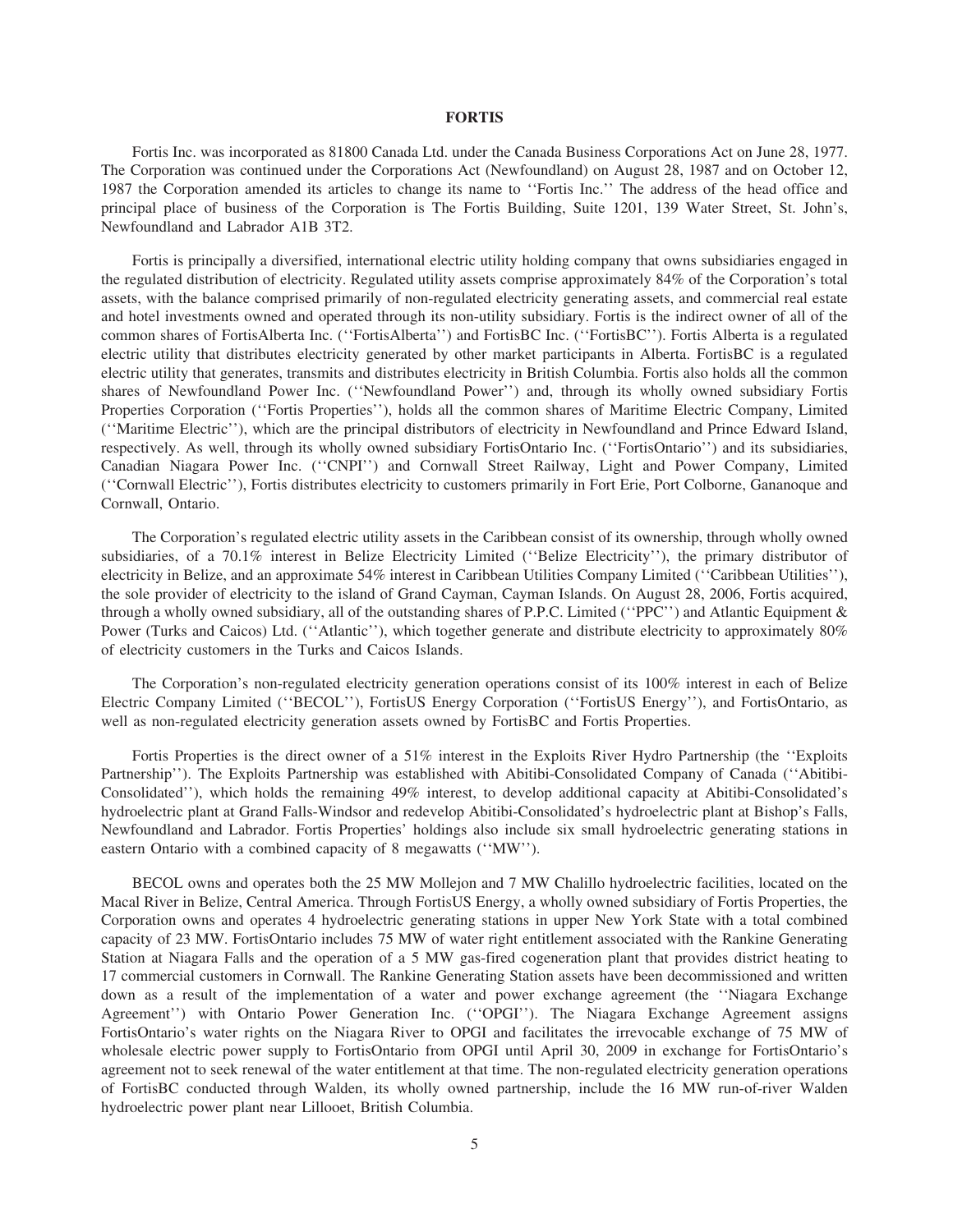## FORTIS

Fortis Inc. was incorporated as 81800 Canada Ltd. under the Canada Business Corporations Act on June 28, 1977. The Corporation was continued under the Corporations Act (Newfoundland) on August 28, 1987 and on October 12, 1987 the Corporation amended its articles to change its name to ''Fortis Inc.'' The address of the head office and principal place of business of the Corporation is The Fortis Building, Suite 1201, 139 Water Street, St. John's, Newfoundland and Labrador A1B 3T2.

Fortis is principally a diversified, international electric utility holding company that owns subsidiaries engaged in the regulated distribution of electricity. Regulated utility assets comprise approximately 84% of the Corporation's total assets, with the balance comprised primarily of non-regulated electricity generating assets, and commercial real estate and hotel investments owned and operated through its non-utility subsidiary. Fortis is the indirect owner of all of the common shares of FortisAlberta Inc. (''FortisAlberta'') and FortisBC Inc. (''FortisBC''). Fortis Alberta is a regulated electric utility that distributes electricity generated by other market participants in Alberta. FortisBC is a regulated electric utility that generates, transmits and distributes electricity in British Columbia. Fortis also holds all the common shares of Newfoundland Power Inc. (''Newfoundland Power'') and, through its wholly owned subsidiary Fortis Properties Corporation (''Fortis Properties''), holds all the common shares of Maritime Electric Company, Limited (''Maritime Electric''), which are the principal distributors of electricity in Newfoundland and Prince Edward Island, respectively. As well, through its wholly owned subsidiary FortisOntario Inc. (''FortisOntario'') and its subsidiaries, Canadian Niagara Power Inc. (''CNPI'') and Cornwall Street Railway, Light and Power Company, Limited (''Cornwall Electric''), Fortis distributes electricity to customers primarily in Fort Erie, Port Colborne, Gananoque and Cornwall, Ontario.

The Corporation's regulated electric utility assets in the Caribbean consist of its ownership, through wholly owned subsidiaries, of a 70.1% interest in Belize Electricity Limited (''Belize Electricity''), the primary distributor of electricity in Belize, and an approximate 54% interest in Caribbean Utilities Company Limited (''Caribbean Utilities''), the sole provider of electricity to the island of Grand Cayman, Cayman Islands. On August 28, 2006, Fortis acquired, through a wholly owned subsidiary, all of the outstanding shares of P.P.C. Limited (''PPC'') and Atlantic Equipment & Power (Turks and Caicos) Ltd. (''Atlantic''), which together generate and distribute electricity to approximately 80% of electricity customers in the Turks and Caicos Islands.

The Corporation's non-regulated electricity generation operations consist of its 100% interest in each of Belize Electric Company Limited (''BECOL''), FortisUS Energy Corporation (''FortisUS Energy''), and FortisOntario, as well as non-regulated electricity generation assets owned by FortisBC and Fortis Properties.

Fortis Properties is the direct owner of a 51% interest in the Exploits River Hydro Partnership (the ''Exploits Partnership''). The Exploits Partnership was established with Abitibi-Consolidated Company of Canada (''Abitibi-Consolidated''), which holds the remaining 49% interest, to develop additional capacity at Abitibi-Consolidated's hydroelectric plant at Grand Falls-Windsor and redevelop Abitibi-Consolidated's hydroelectric plant at Bishop's Falls, Newfoundland and Labrador. Fortis Properties' holdings also include six small hydroelectric generating stations in eastern Ontario with a combined capacity of 8 megawatts (''MW'').

BECOL owns and operates both the 25 MW Mollejon and 7 MW Chalillo hydroelectric facilities, located on the Macal River in Belize, Central America. Through FortisUS Energy, a wholly owned subsidiary of Fortis Properties, the Corporation owns and operates 4 hydroelectric generating stations in upper New York State with a total combined capacity of 23 MW. FortisOntario includes 75 MW of water right entitlement associated with the Rankine Generating Station at Niagara Falls and the operation of a 5 MW gas-fired cogeneration plant that provides district heating to 17 commercial customers in Cornwall. The Rankine Generating Station assets have been decommissioned and written down as a result of the implementation of a water and power exchange agreement (the ''Niagara Exchange Agreement'') with Ontario Power Generation Inc. (''OPGI''). The Niagara Exchange Agreement assigns FortisOntario's water rights on the Niagara River to OPGI and facilitates the irrevocable exchange of 75 MW of wholesale electric power supply to FortisOntario from OPGI until April 30, 2009 in exchange for FortisOntario's agreement not to seek renewal of the water entitlement at that time. The non-regulated electricity generation operations of FortisBC conducted through Walden, its wholly owned partnership, include the 16 MW run-of-river Walden hydroelectric power plant near Lillooet, British Columbia.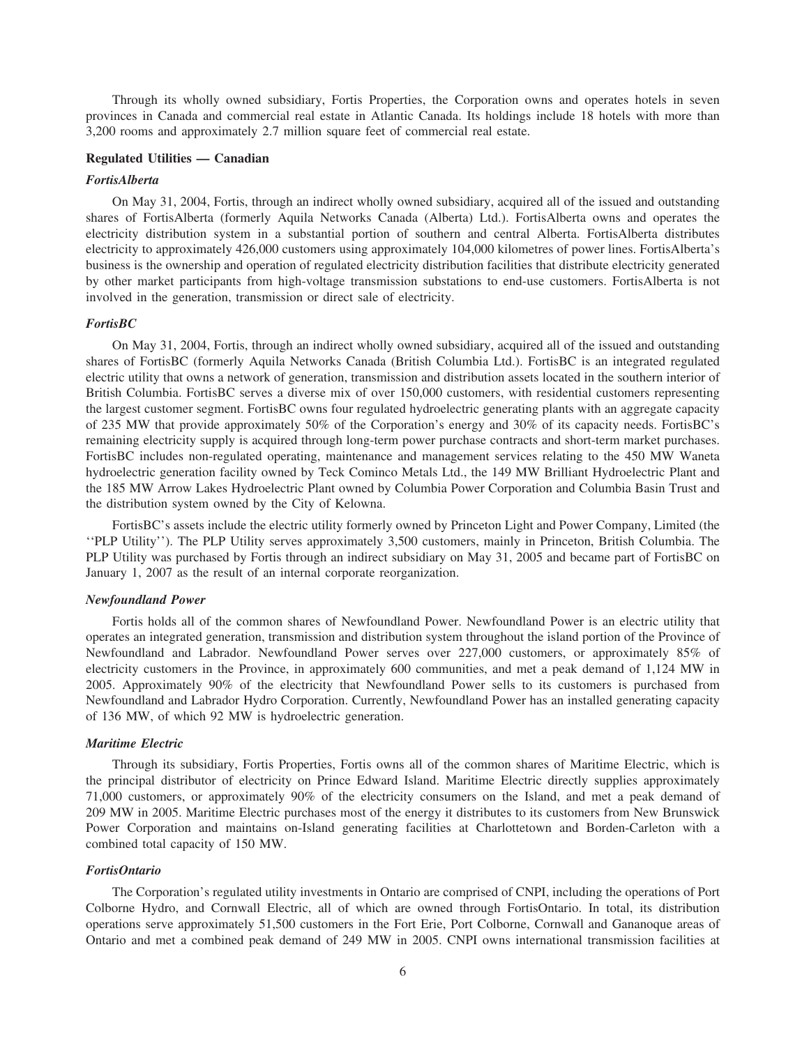Through its wholly owned subsidiary, Fortis Properties, the Corporation owns and operates hotels in seven provinces in Canada and commercial real estate in Atlantic Canada. Its holdings include 18 hotels with more than 3,200 rooms and approximately 2.7 million square feet of commercial real estate.

**Regulated Utilities — Canadian**

***FortisAlberta***

On May 31, 2004, Fortis, through an indirect wholly owned subsidiary, acquired all of the issued and outstanding shares of FortisAlberta (formerly Aquila Networks Canada (Alberta) Ltd.). FortisAlberta owns and operates the electricity distribution system in a substantial portion of southern and central Alberta. FortisAlberta distributes electricity to approximately 426,000 customers using approximately 104,000 kilometres of power lines. FortisAlberta's business is the ownership and operation of regulated electricity distribution facilities that distribute electricity generated by other market participants from high-voltage transmission substations to end-use customers. FortisAlberta is not involved in the generation, transmission or direct sale of electricity.

***FortisBC***

On May 31, 2004, Fortis, through an indirect wholly owned subsidiary, acquired all of the issued and outstanding shares of FortisBC (formerly Aquila Networks Canada (British Columbia Ltd.). FortisBC is an integrated regulated electric utility that owns a network of generation, transmission and distribution assets located in the southern interior of British Columbia. FortisBC serves a diverse mix of over 150,000 customers, with residential customers representing the largest customer segment. FortisBC owns four regulated hydroelectric generating plants with an aggregate capacity of 235 MW that provide approximately 50% of the Corporation's energy and 30% of its capacity needs. FortisBC's remaining electricity supply is acquired through long-term power purchase contracts and short-term market purchases. FortisBC includes non-regulated operating, maintenance and management services relating to the 450 MW Waneta hydroelectric generation facility owned by Teck Cominco Metals Ltd., the 149 MW Brilliant Hydroelectric Plant and the 185 MW Arrow Lakes Hydroelectric Plant owned by Columbia Power Corporation and Columbia Basin Trust and the distribution system owned by the City of Kelowna.

FortisBC's assets include the electric utility formerly owned by Princeton Light and Power Company, Limited (the ''PLP Utility''). The PLP Utility serves approximately 3,500 customers, mainly in Princeton, British Columbia. The PLP Utility was purchased by Fortis through an indirect subsidiary on May 31, 2005 and became part of FortisBC on January 1, 2007 as the result of an internal corporate reorganization.

***Newfoundland Power***

Fortis holds all of the common shares of Newfoundland Power. Newfoundland Power is an electric utility that operates an integrated generation, transmission and distribution system throughout the island portion of the Province of Newfoundland and Labrador. Newfoundland Power serves over 227,000 customers, or approximately 85% of electricity customers in the Province, in approximately 600 communities, and met a peak demand of 1,124 MW in 2005. Approximately 90% of the electricity that Newfoundland Power sells to its customers is purchased from Newfoundland and Labrador Hydro Corporation. Currently, Newfoundland Power has an installed generating capacity of 136 MW, of which 92 MW is hydroelectric generation.

***Maritime Electric***

Through its subsidiary, Fortis Properties, Fortis owns all of the common shares of Maritime Electric, which is the principal distributor of electricity on Prince Edward Island. Maritime Electric directly supplies approximately 71,000 customers, or approximately 90% of the electricity consumers on the Island, and met a peak demand of 209 MW in 2005. Maritime Electric purchases most of the energy it distributes to its customers from New Brunswick Power Corporation and maintains on-Island generating facilities at Charlottetown and Borden-Carleton with a combined total capacity of 150 MW.

***FortisOntario***

The Corporation's regulated utility investments in Ontario are comprised of CNPI, including the operations of Port Colborne Hydro, and Cornwall Electric, all of which are owned through FortisOntario. In total, its distribution operations serve approximately 51,500 customers in the Fort Erie, Port Colborne, Cornwall and Gananoque areas of Ontario and met a combined peak demand of 249 MW in 2005. CNPI owns international transmission facilities at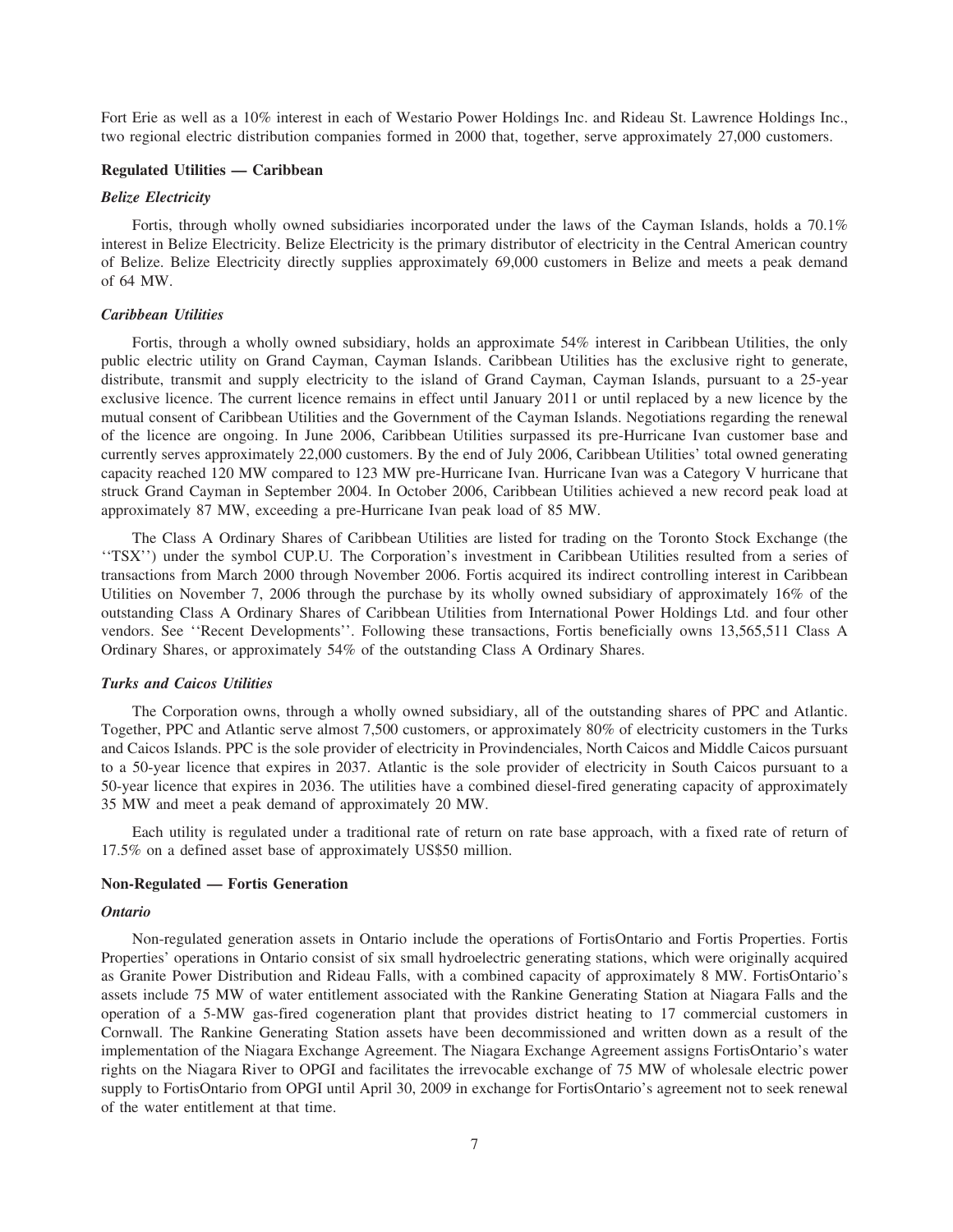Fort Erie as well as a 10% interest in each of Westario Power Holdings Inc. and Rideau St. Lawrence Holdings Inc., two regional electric distribution companies formed in 2000 that, together, serve approximately 27,000 customers.

### Regulated Utilities — Caribbean

#### *Belize Electricity*

Fortis, through wholly owned subsidiaries incorporated under the laws of the Cayman Islands, holds a 70.1% interest in Belize Electricity. Belize Electricity is the primary distributor of electricity in the Central American country of Belize. Belize Electricity directly supplies approximately 69,000 customers in Belize and meets a peak demand of 64 MW.

#### *Caribbean Utilities*

Fortis, through a wholly owned subsidiary, holds an approximate 54% interest in Caribbean Utilities, the only public electric utility on Grand Cayman, Cayman Islands. Caribbean Utilities has the exclusive right to generate, distribute, transmit and supply electricity to the island of Grand Cayman, Cayman Islands, pursuant to a 25-year exclusive licence. The current licence remains in effect until January 2011 or until replaced by a new licence by the mutual consent of Caribbean Utilities and the Government of the Cayman Islands. Negotiations regarding the renewal of the licence are ongoing. In June 2006, Caribbean Utilities surpassed its pre-Hurricane Ivan customer base and currently serves approximately 22,000 customers. By the end of July 2006, Caribbean Utilities' total owned generating capacity reached 120 MW compared to 123 MW pre-Hurricane Ivan. Hurricane Ivan was a Category V hurricane that struck Grand Cayman in September 2004. In October 2006, Caribbean Utilities achieved a new record peak load at approximately 87 MW, exceeding a pre-Hurricane Ivan peak load of 85 MW.

The Class A Ordinary Shares of Caribbean Utilities are listed for trading on the Toronto Stock Exchange (the ''TSX'') under the symbol CUP.U. The Corporation's investment in Caribbean Utilities resulted from a series of transactions from March 2000 through November 2006. Fortis acquired its indirect controlling interest in Caribbean Utilities on November 7, 2006 through the purchase by its wholly owned subsidiary of approximately 16% of the outstanding Class A Ordinary Shares of Caribbean Utilities from International Power Holdings Ltd. and four other vendors. See ''Recent Developments''. Following these transactions, Fortis beneficially owns 13,565,511 Class A Ordinary Shares, or approximately 54% of the outstanding Class A Ordinary Shares.

#### *Turks and Caicos Utilities*

The Corporation owns, through a wholly owned subsidiary, all of the outstanding shares of PPC and Atlantic. Together, PPC and Atlantic serve almost 7,500 customers, or approximately 80% of electricity customers in the Turks and Caicos Islands. PPC is the sole provider of electricity in Provindenciales, North Caicos and Middle Caicos pursuant to a 50-year licence that expires in 2037. Atlantic is the sole provider of electricity in South Caicos pursuant to a 50-year licence that expires in 2036. The utilities have a combined diesel-fired generating capacity of approximately 35 MW and meet a peak demand of approximately 20 MW.

Each utility is regulated under a traditional rate of return on rate base approach, with a fixed rate of return of 17.5% on a defined asset base of approximately US$50 million.

### Non-Regulated — Fortis Generation

#### *Ontario*

Non-regulated generation assets in Ontario include the operations of FortisOntario and Fortis Properties. Fortis Properties' operations in Ontario consist of six small hydroelectric generating stations, which were originally acquired as Granite Power Distribution and Rideau Falls, with a combined capacity of approximately 8 MW. FortisOntario's assets include 75 MW of water entitlement associated with the Rankine Generating Station at Niagara Falls and the operation of a 5-MW gas-fired cogeneration plant that provides district heating to 17 commercial customers in Cornwall. The Rankine Generating Station assets have been decommissioned and written down as a result of the implementation of the Niagara Exchange Agreement. The Niagara Exchange Agreement assigns FortisOntario's water rights on the Niagara River to OPGI and facilitates the irrevocable exchange of 75 MW of wholesale electric power supply to FortisOntario from OPGI until April 30, 2009 in exchange for FortisOntario's agreement not to seek renewal of the water entitlement at that time.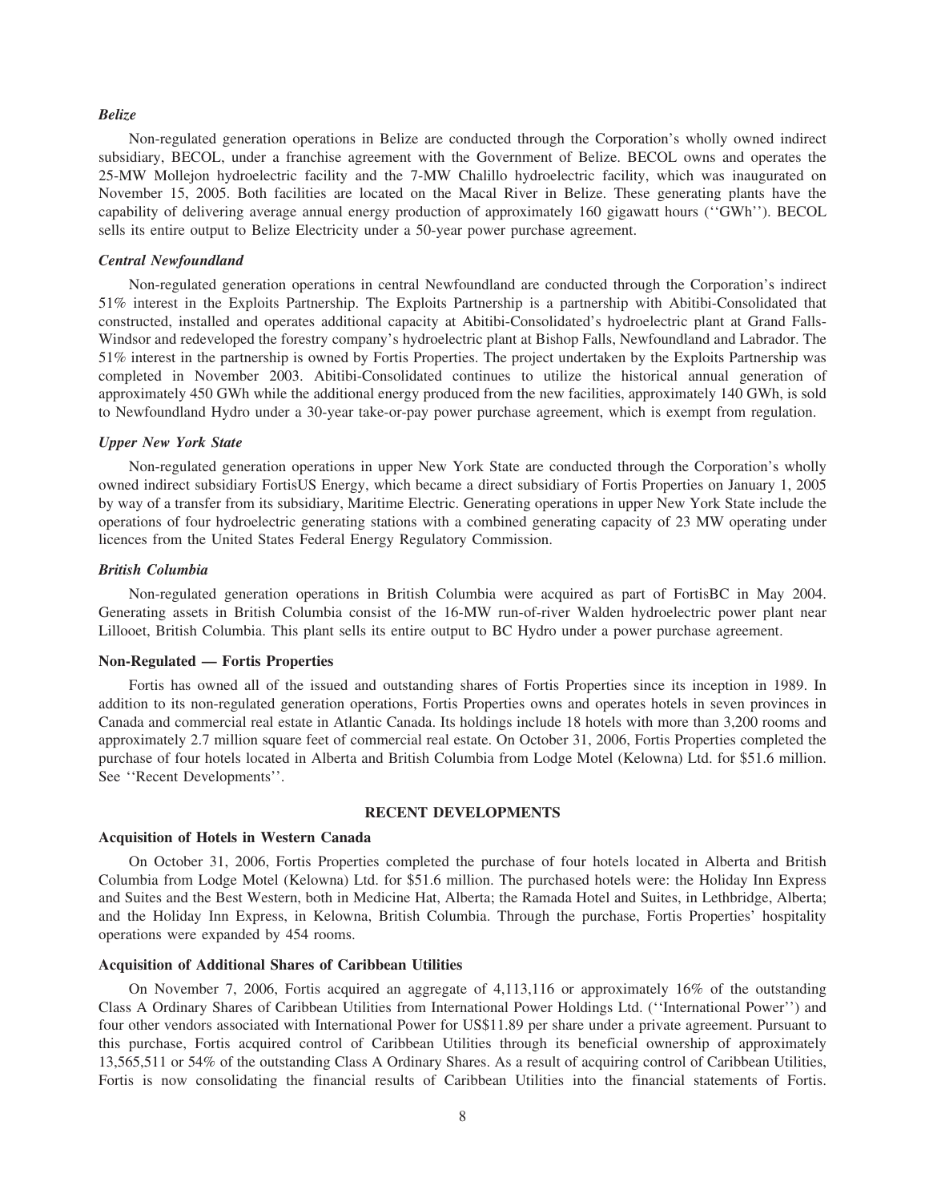### *Belize*

Non-regulated generation operations in Belize are conducted through the Corporation's wholly owned indirect subsidiary, BECOL, under a franchise agreement with the Government of Belize. BECOL owns and operates the 25-MW Mollejon hydroelectric facility and the 7-MW Chalillo hydroelectric facility, which was inaugurated on November 15, 2005. Both facilities are located on the Macal River in Belize. These generating plants have the capability of delivering average annual energy production of approximately 160 gigawatt hours (''GWh''). BECOL sells its entire output to Belize Electricity under a 50-year power purchase agreement.

### *Central Newfoundland*

Non-regulated generation operations in central Newfoundland are conducted through the Corporation's indirect 51% interest in the Exploits Partnership. The Exploits Partnership is a partnership with Abitibi-Consolidated that constructed, installed and operates additional capacity at Abitibi-Consolidated's hydroelectric plant at Grand Falls-Windsor and redeveloped the forestry company's hydroelectric plant at Bishop Falls, Newfoundland and Labrador. The 51% interest in the partnership is owned by Fortis Properties. The project undertaken by the Exploits Partnership was completed in November 2003. Abitibi-Consolidated continues to utilize the historical annual generation of approximately 450 GWh while the additional energy produced from the new facilities, approximately 140 GWh, is sold to Newfoundland Hydro under a 30-year take-or-pay power purchase agreement, which is exempt from regulation.

### *Upper New York State*

Non-regulated generation operations in upper New York State are conducted through the Corporation's wholly owned indirect subsidiary FortisUS Energy, which became a direct subsidiary of Fortis Properties on January 1, 2005 by way of a transfer from its subsidiary, Maritime Electric. Generating operations in upper New York State include the operations of four hydroelectric generating stations with a combined generating capacity of 23 MW operating under licences from the United States Federal Energy Regulatory Commission.

### *British Columbia*

Non-regulated generation operations in British Columbia were acquired as part of FortisBC in May 2004. Generating assets in British Columbia consist of the 16-MW run-of-river Walden hydroelectric power plant near Lillooet, British Columbia. This plant sells its entire output to BC Hydro under a power purchase agreement.

### Non-Regulated — Fortis Properties

Fortis has owned all of the issued and outstanding shares of Fortis Properties since its inception in 1989. In addition to its non-regulated generation operations, Fortis Properties owns and operates hotels in seven provinces in Canada and commercial real estate in Atlantic Canada. Its holdings include 18 hotels with more than 3,200 rooms and approximately 2.7 million square feet of commercial real estate. On October 31, 2006, Fortis Properties completed the purchase of four hotels located in Alberta and British Columbia from Lodge Motel (Kelowna) Ltd. for $51.6 million. See ''Recent Developments''.

## RECENT DEVELOPMENTS

### Acquisition of Hotels in Western Canada

On October 31, 2006, Fortis Properties completed the purchase of four hotels located in Alberta and British Columbia from Lodge Motel (Kelowna) Ltd. for $51.6 million. The purchased hotels were: the Holiday Inn Express and Suites and the Best Western, both in Medicine Hat, Alberta; the Ramada Hotel and Suites, in Lethbridge, Alberta; and the Holiday Inn Express, in Kelowna, British Columbia. Through the purchase, Fortis Properties' hospitality operations were expanded by 454 rooms.

### Acquisition of Additional Shares of Caribbean Utilities

On November 7, 2006, Fortis acquired an aggregate of 4,113,116 or approximately 16% of the outstanding Class A Ordinary Shares of Caribbean Utilities from International Power Holdings Ltd. (''International Power'') and four other vendors associated with International Power for US$11.89 per share under a private agreement. Pursuant to this purchase, Fortis acquired control of Caribbean Utilities through its beneficial ownership of approximately 13,565,511 or 54% of the outstanding Class A Ordinary Shares. As a result of acquiring control of Caribbean Utilities, Fortis is now consolidating the financial results of Caribbean Utilities into the financial statements of Fortis.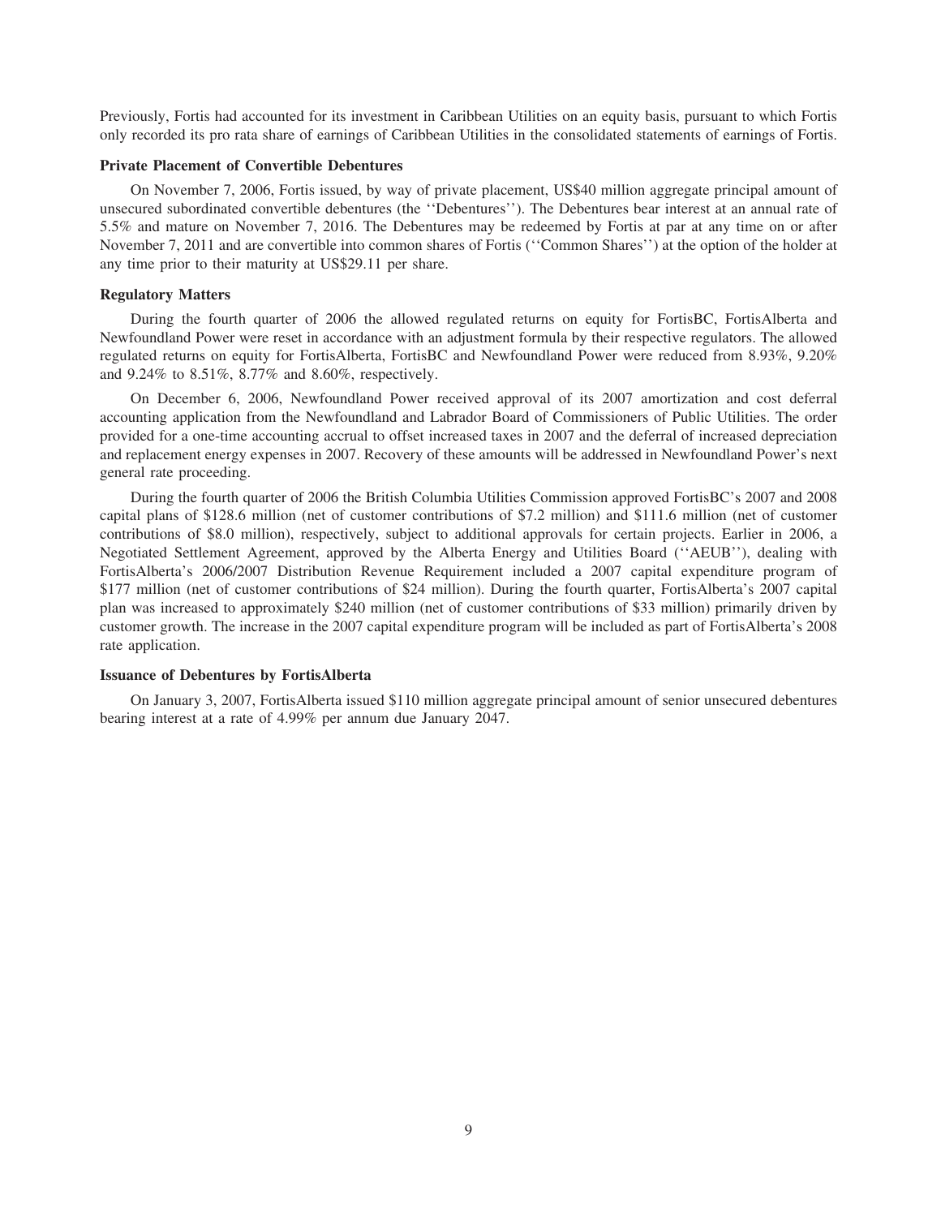Previously, Fortis had accounted for its investment in Caribbean Utilities on an equity basis, pursuant to which Fortis only recorded its pro rata share of earnings of Caribbean Utilities in the consolidated statements of earnings of Fortis.

**Private Placement of Convertible Debentures**

On November 7, 2006, Fortis issued, by way of private placement, US$40 million aggregate principal amount of unsecured subordinated convertible debentures (the ''Debentures''). The Debentures bear interest at an annual rate of 5.5% and mature on November 7, 2016. The Debentures may be redeemed by Fortis at par at any time on or after November 7, 2011 and are convertible into common shares of Fortis (''Common Shares'') at the option of the holder at any time prior to their maturity at US$29.11 per share.

**Regulatory Matters**

During the fourth quarter of 2006 the allowed regulated returns on equity for FortisBC, FortisAlberta and Newfoundland Power were reset in accordance with an adjustment formula by their respective regulators. The allowed regulated returns on equity for FortisAlberta, FortisBC and Newfoundland Power were reduced from 8.93%, 9.20% and 9.24% to 8.51%, 8.77% and 8.60%, respectively.

On December 6, 2006, Newfoundland Power received approval of its 2007 amortization and cost deferral accounting application from the Newfoundland and Labrador Board of Commissioners of Public Utilities. The order provided for a one-time accounting accrual to offset increased taxes in 2007 and the deferral of increased depreciation and replacement energy expenses in 2007. Recovery of these amounts will be addressed in Newfoundland Power's next general rate proceeding.

During the fourth quarter of 2006 the British Columbia Utilities Commission approved FortisBC's 2007 and 2008 capital plans of $128.6 million (net of customer contributions of $7.2 million) and $111.6 million (net of customer contributions of $8.0 million), respectively, subject to additional approvals for certain projects. Earlier in 2006, a Negotiated Settlement Agreement, approved by the Alberta Energy and Utilities Board (''AEUB''), dealing with FortisAlberta's 2006/2007 Distribution Revenue Requirement included a 2007 capital expenditure program of $177 million (net of customer contributions of $24 million). During the fourth quarter, FortisAlberta's 2007 capital plan was increased to approximately $240 million (net of customer contributions of $33 million) primarily driven by customer growth. The increase in the 2007 capital expenditure program will be included as part of FortisAlberta's 2008 rate application.

**Issuance of Debentures by FortisAlberta**

On January 3, 2007, FortisAlberta issued $110 million aggregate principal amount of senior unsecured debentures bearing interest at a rate of 4.99% per annum due January 2047.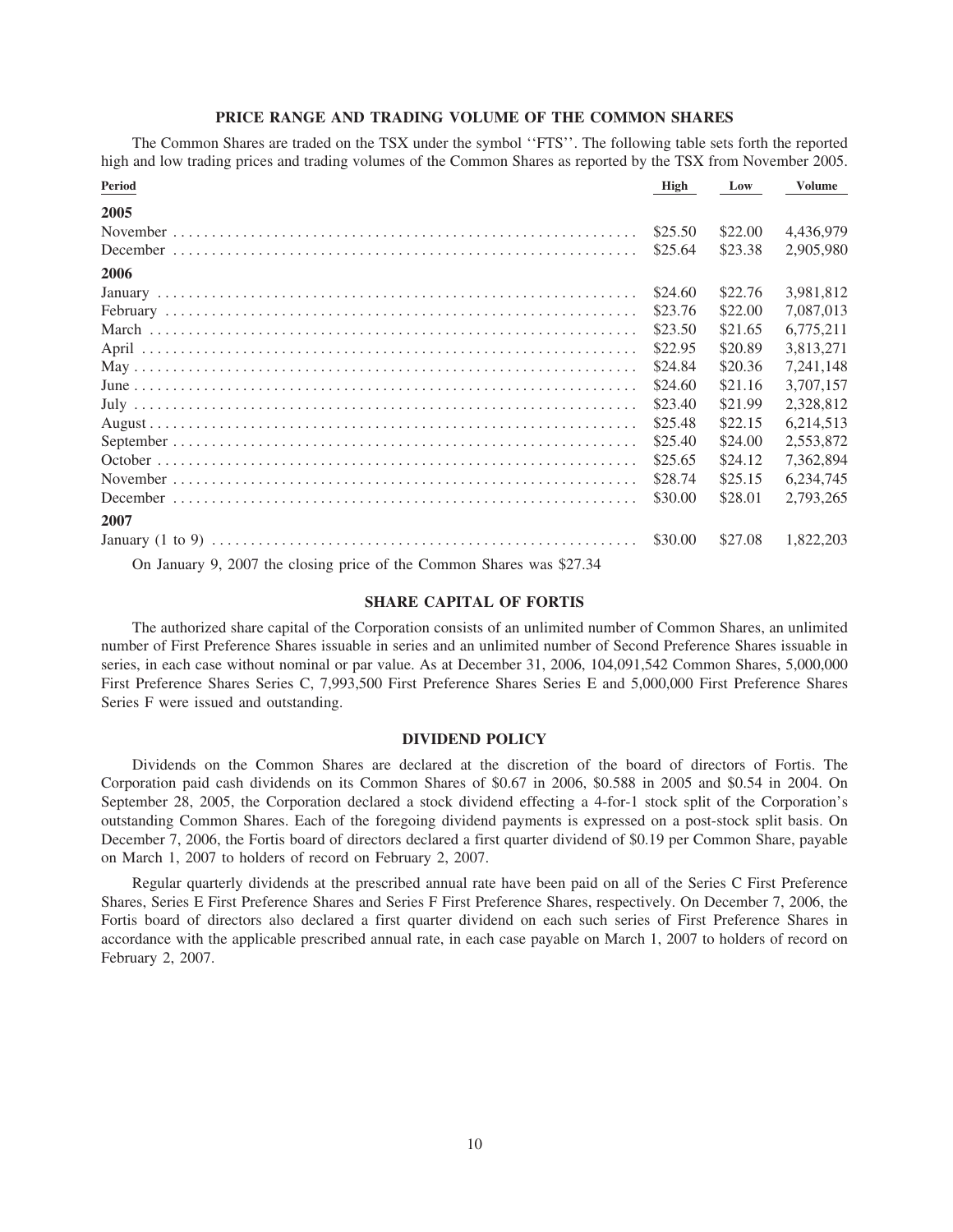## PRICE RANGE AND TRADING VOLUME OF THE COMMON SHARES

The Common Shares are traded on the TSX under the symbol ''FTS''. The following table sets forth the reported high and low trading prices and trading volumes of the Common Shares as reported by the TSX from November 2005.

| Period | High | Low | Volume |
|---|---|---|---|
| **2005** | | | |
| November | $25.50 | $22.00 | 4,436,979 |
| December | $25.64 | $23.38 | 2,905,980 |
| **2006** | | | |
| January | $24.60 | $22.76 | 3,981,812 |
| February | $23.76 | $22.00 | 7,087,013 |
| March | $23.50 | $21.65 | 6,775,211 |
| April | $22.95 | $20.89 | 3,813,271 |
| May | $24.84 | $20.36 | 7,241,148 |
| June | $24.60 | $21.16 | 3,707,157 |
| July | $23.40 | $21.99 | 2,328,812 |
| August | $25.48 | $22.15 | 6,214,513 |
| September | $25.40 | $24.00 | 2,553,872 |
| October | $25.65 | $24.12 | 7,362,894 |
| November | $28.74 | $25.15 | 6,234,745 |
| December | $30.00 | $28.01 | 2,793,265 |
| **2007** | | | |
| January (1 to 9) | $30.00 | $27.08 | 1,822,203 |

On January 9, 2007 the closing price of the Common Shares was $27.34

## SHARE CAPITAL OF FORTIS

The authorized share capital of the Corporation consists of an unlimited number of Common Shares, an unlimited number of First Preference Shares issuable in series and an unlimited number of Second Preference Shares issuable in series, in each case without nominal or par value. As at December 31, 2006, 104,091,542 Common Shares, 5,000,000 First Preference Shares Series C, 7,993,500 First Preference Shares Series E and 5,000,000 First Preference Shares Series F were issued and outstanding.

## DIVIDEND POLICY

Dividends on the Common Shares are declared at the discretion of the board of directors of Fortis. The Corporation paid cash dividends on its Common Shares of $0.67 in 2006, $0.588 in 2005 and $0.54 in 2004. On September 28, 2005, the Corporation declared a stock dividend effecting a 4-for-1 stock split of the Corporation's outstanding Common Shares. Each of the foregoing dividend payments is expressed on a post-stock split basis. On December 7, 2006, the Fortis board of directors declared a first quarter dividend of $0.19 per Common Share, payable on March 1, 2007 to holders of record on February 2, 2007.

Regular quarterly dividends at the prescribed annual rate have been paid on all of the Series C First Preference Shares, Series E First Preference Shares and Series F First Preference Shares, respectively. On December 7, 2006, the Fortis board of directors also declared a first quarter dividend on each such series of First Preference Shares in accordance with the applicable prescribed annual rate, in each case payable on March 1, 2007 to holders of record on February 2, 2007.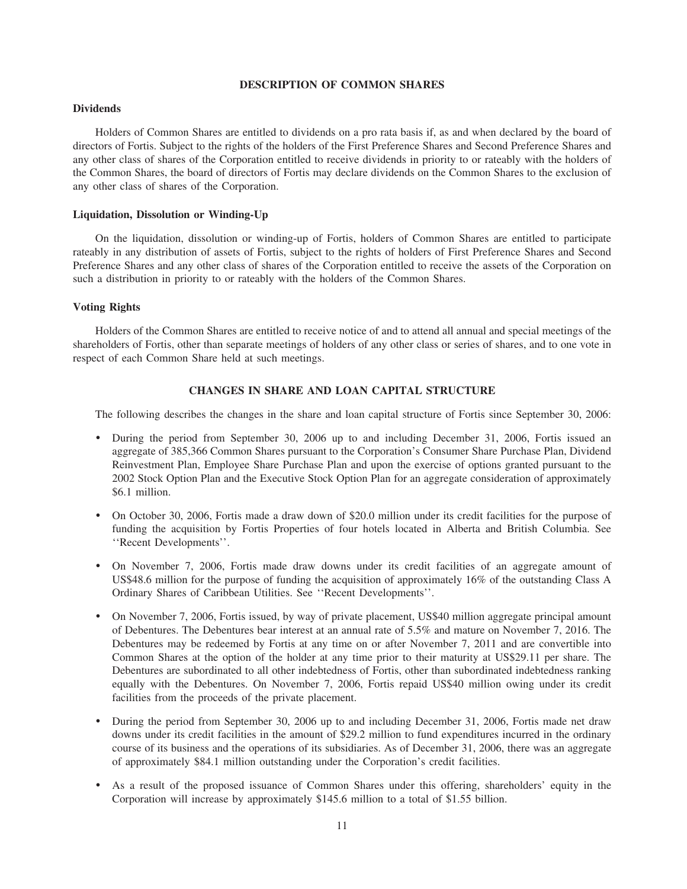## DESCRIPTION OF COMMON SHARES

### Dividends

Holders of Common Shares are entitled to dividends on a pro rata basis if, as and when declared by the board of directors of Fortis. Subject to the rights of the holders of the First Preference Shares and Second Preference Shares and any other class of shares of the Corporation entitled to receive dividends in priority to or rateably with the holders of the Common Shares, the board of directors of Fortis may declare dividends on the Common Shares to the exclusion of any other class of shares of the Corporation.

### Liquidation, Dissolution or Winding-Up

On the liquidation, dissolution or winding-up of Fortis, holders of Common Shares are entitled to participate rateably in any distribution of assets of Fortis, subject to the rights of holders of First Preference Shares and Second Preference Shares and any other class of shares of the Corporation entitled to receive the assets of the Corporation on such a distribution in priority to or rateably with the holders of the Common Shares.

### Voting Rights

Holders of the Common Shares are entitled to receive notice of and to attend all annual and special meetings of the shareholders of Fortis, other than separate meetings of holders of any other class or series of shares, and to one vote in respect of each Common Share held at such meetings.

## CHANGES IN SHARE AND LOAN CAPITAL STRUCTURE

The following describes the changes in the share and loan capital structure of Fortis since September 30, 2006:

- During the period from September 30, 2006 up to and including December 31, 2006, Fortis issued an aggregate of 385,366 Common Shares pursuant to the Corporation's Consumer Share Purchase Plan, Dividend Reinvestment Plan, Employee Share Purchase Plan and upon the exercise of options granted pursuant to the 2002 Stock Option Plan and the Executive Stock Option Plan for an aggregate consideration of approximately \$6.1 million.

- On October 30, 2006, Fortis made a draw down of \$20.0 million under its credit facilities for the purpose of funding the acquisition by Fortis Properties of four hotels located in Alberta and British Columbia. See ''Recent Developments''.

- On November 7, 2006, Fortis made draw downs under its credit facilities of an aggregate amount of US\$48.6 million for the purpose of funding the acquisition of approximately 16% of the outstanding Class A Ordinary Shares of Caribbean Utilities. See ''Recent Developments''.

- On November 7, 2006, Fortis issued, by way of private placement, US\$40 million aggregate principal amount of Debentures. The Debentures bear interest at an annual rate of 5.5% and mature on November 7, 2016. The Debentures may be redeemed by Fortis at any time on or after November 7, 2011 and are convertible into Common Shares at the option of the holder at any time prior to their maturity at US\$29.11 per share. The Debentures are subordinated to all other indebtedness of Fortis, other than subordinated indebtedness ranking equally with the Debentures. On November 7, 2006, Fortis repaid US\$40 million owing under its credit facilities from the proceeds of the private placement.

- During the period from September 30, 2006 up to and including December 31, 2006, Fortis made net draw downs under its credit facilities in the amount of \$29.2 million to fund expenditures incurred in the ordinary course of its business and the operations of its subsidiaries. As of December 31, 2006, there was an aggregate of approximately \$84.1 million outstanding under the Corporation's credit facilities.

- As a result of the proposed issuance of Common Shares under this offering, shareholders' equity in the Corporation will increase by approximately \$145.6 million to a total of \$1.55 billion.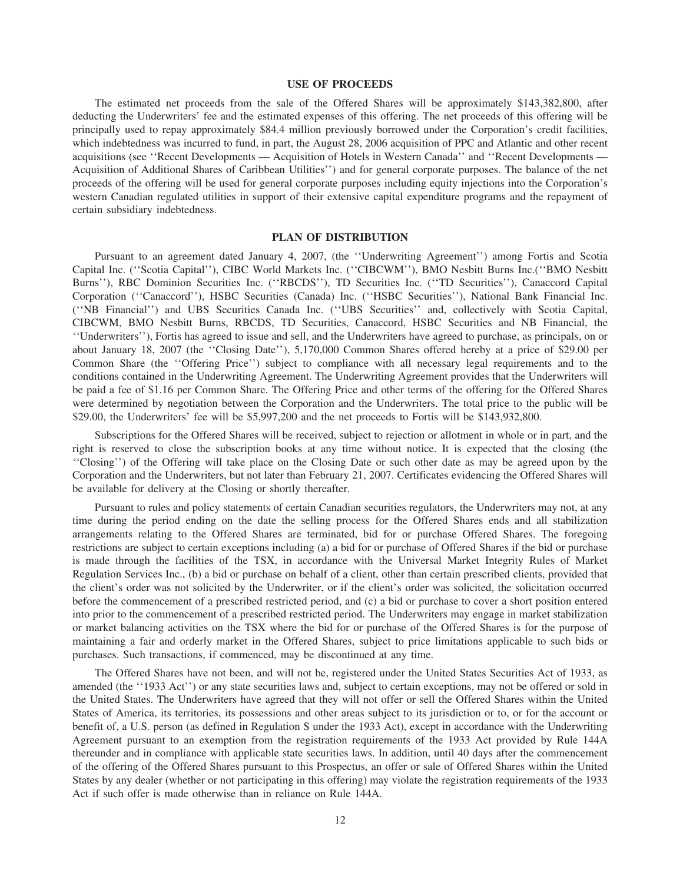## USE OF PROCEEDS

The estimated net proceeds from the sale of the Offered Shares will be approximately $143,382,800, after deducting the Underwriters' fee and the estimated expenses of this offering. The net proceeds of this offering will be principally used to repay approximately $84.4 million previously borrowed under the Corporation's credit facilities, which indebtedness was incurred to fund, in part, the August 28, 2006 acquisition of PPC and Atlantic and other recent acquisitions (see ''Recent Developments — Acquisition of Hotels in Western Canada'' and ''Recent Developments — Acquisition of Additional Shares of Caribbean Utilities'') and for general corporate purposes. The balance of the net proceeds of the offering will be used for general corporate purposes including equity injections into the Corporation's western Canadian regulated utilities in support of their extensive capital expenditure programs and the repayment of certain subsidiary indebtedness.

## PLAN OF DISTRIBUTION

Pursuant to an agreement dated January 4, 2007, (the ''Underwriting Agreement'') among Fortis and Scotia Capital Inc. (''Scotia Capital''), CIBC World Markets Inc. (''CIBCWM''), BMO Nesbitt Burns Inc.(''BMO Nesbitt Burns''), RBC Dominion Securities Inc. (''RBCDS''), TD Securities Inc. (''TD Securities''), Canaccord Capital Corporation (''Canaccord''), HSBC Securities (Canada) Inc. (''HSBC Securities''), National Bank Financial Inc. (''NB Financial'') and UBS Securities Canada Inc. (''UBS Securities'' and, collectively with Scotia Capital, CIBCWM, BMO Nesbitt Burns, RBCDS, TD Securities, Canaccord, HSBC Securities and NB Financial, the ''Underwriters''), Fortis has agreed to issue and sell, and the Underwriters have agreed to purchase, as principals, on or about January 18, 2007 (the ''Closing Date''), 5,170,000 Common Shares offered hereby at a price of $29.00 per Common Share (the ''Offering Price'') subject to compliance with all necessary legal requirements and to the conditions contained in the Underwriting Agreement. The Underwriting Agreement provides that the Underwriters will be paid a fee of $1.16 per Common Share. The Offering Price and other terms of the offering for the Offered Shares were determined by negotiation between the Corporation and the Underwriters. The total price to the public will be $29.00, the Underwriters' fee will be $5,997,200 and the net proceeds to Fortis will be $143,932,800.

Subscriptions for the Offered Shares will be received, subject to rejection or allotment in whole or in part, and the right is reserved to close the subscription books at any time without notice. It is expected that the closing (the ''Closing'') of the Offering will take place on the Closing Date or such other date as may be agreed upon by the Corporation and the Underwriters, but not later than February 21, 2007. Certificates evidencing the Offered Shares will be available for delivery at the Closing or shortly thereafter.

Pursuant to rules and policy statements of certain Canadian securities regulators, the Underwriters may not, at any time during the period ending on the date the selling process for the Offered Shares ends and all stabilization arrangements relating to the Offered Shares are terminated, bid for or purchase Offered Shares. The foregoing restrictions are subject to certain exceptions including (a) a bid for or purchase of Offered Shares if the bid or purchase is made through the facilities of the TSX, in accordance with the Universal Market Integrity Rules of Market Regulation Services Inc., (b) a bid or purchase on behalf of a client, other than certain prescribed clients, provided that the client's order was not solicited by the Underwriter, or if the client's order was solicited, the solicitation occurred before the commencement of a prescribed restricted period, and (c) a bid or purchase to cover a short position entered into prior to the commencement of a prescribed restricted period. The Underwriters may engage in market stabilization or market balancing activities on the TSX where the bid for or purchase of the Offered Shares is for the purpose of maintaining a fair and orderly market in the Offered Shares, subject to price limitations applicable to such bids or purchases. Such transactions, if commenced, may be discontinued at any time.

The Offered Shares have not been, and will not be, registered under the United States Securities Act of 1933, as amended (the ''1933 Act'') or any state securities laws and, subject to certain exceptions, may not be offered or sold in the United States. The Underwriters have agreed that they will not offer or sell the Offered Shares within the United States of America, its territories, its possessions and other areas subject to its jurisdiction or to, or for the account or benefit of, a U.S. person (as defined in Regulation S under the 1933 Act), except in accordance with the Underwriting Agreement pursuant to an exemption from the registration requirements of the 1933 Act provided by Rule 144A thereunder and in compliance with applicable state securities laws. In addition, until 40 days after the commencement of the offering of the Offered Shares pursuant to this Prospectus, an offer or sale of Offered Shares within the United States by any dealer (whether or not participating in this offering) may violate the registration requirements of the 1933 Act if such offer is made otherwise than in reliance on Rule 144A.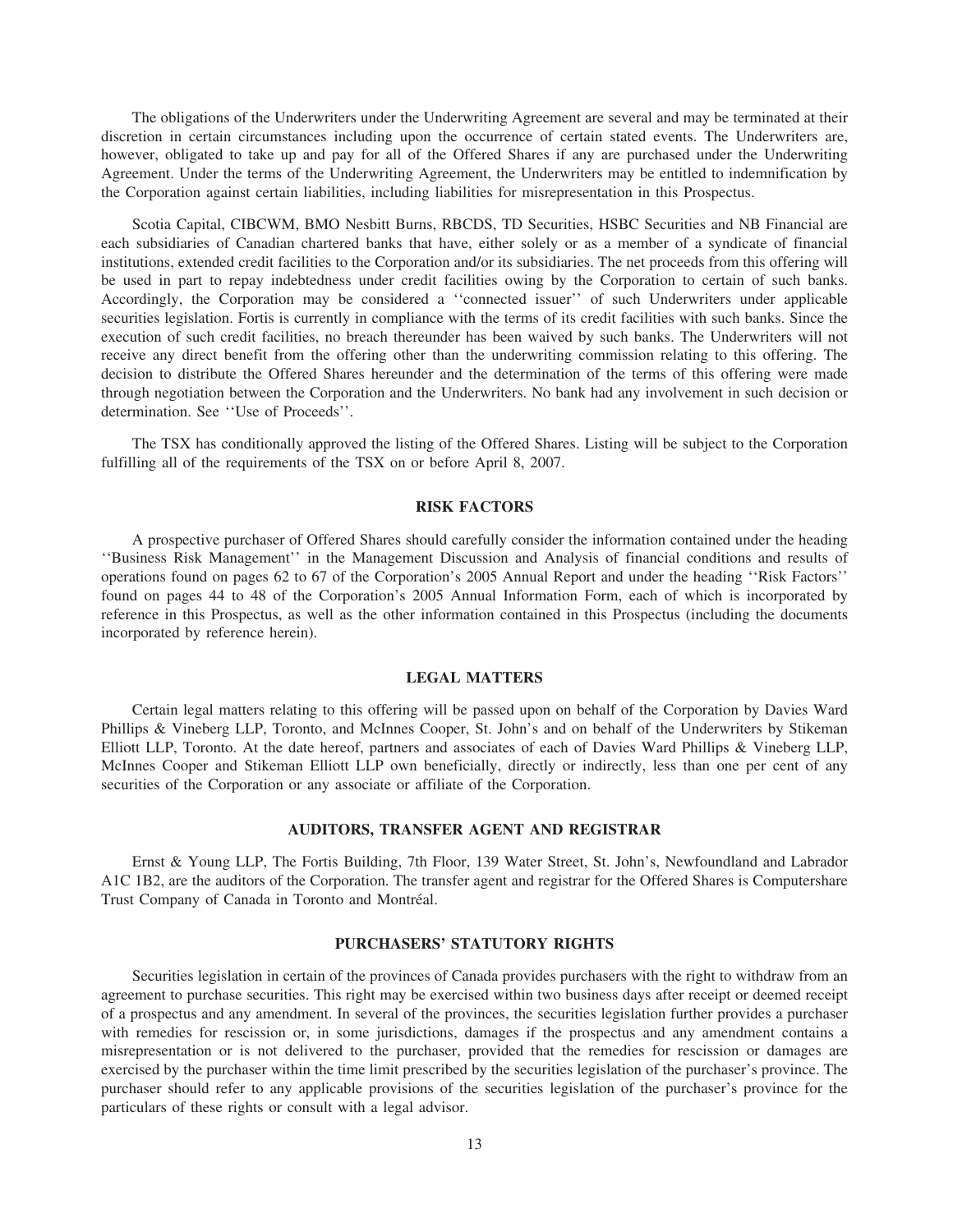The obligations of the Underwriters under the Underwriting Agreement are several and may be terminated at their discretion in certain circumstances including upon the occurrence of certain stated events. The Underwriters are, however, obligated to take up and pay for all of the Offered Shares if any are purchased under the Underwriting Agreement. Under the terms of the Underwriting Agreement, the Underwriters may be entitled to indemnification by the Corporation against certain liabilities, including liabilities for misrepresentation in this Prospectus.

Scotia Capital, CIBCWM, BMO Nesbitt Burns, RBCDS, TD Securities, HSBC Securities and NB Financial are each subsidiaries of Canadian chartered banks that have, either solely or as a member of a syndicate of financial institutions, extended credit facilities to the Corporation and/or its subsidiaries. The net proceeds from this offering will be used in part to repay indebtedness under credit facilities owing by the Corporation to certain of such banks. Accordingly, the Corporation may be considered a ''connected issuer'' of such Underwriters under applicable securities legislation. Fortis is currently in compliance with the terms of its credit facilities with such banks. Since the execution of such credit facilities, no breach thereunder has been waived by such banks. The Underwriters will not receive any direct benefit from the offering other than the underwriting commission relating to this offering. The decision to distribute the Offered Shares hereunder and the determination of the terms of this offering were made through negotiation between the Corporation and the Underwriters. No bank had any involvement in such decision or determination. See ''Use of Proceeds''.

The TSX has conditionally approved the listing of the Offered Shares. Listing will be subject to the Corporation fulfilling all of the requirements of the TSX on or before April 8, 2007.

## RISK FACTORS

A prospective purchaser of Offered Shares should carefully consider the information contained under the heading ''Business Risk Management'' in the Management Discussion and Analysis of financial conditions and results of operations found on pages 62 to 67 of the Corporation's 2005 Annual Report and under the heading ''Risk Factors'' found on pages 44 to 48 of the Corporation's 2005 Annual Information Form, each of which is incorporated by reference in this Prospectus, as well as the other information contained in this Prospectus (including the documents incorporated by reference herein).

## LEGAL MATTERS

Certain legal matters relating to this offering will be passed upon on behalf of the Corporation by Davies Ward Phillips & Vineberg LLP, Toronto, and McInnes Cooper, St. John's and on behalf of the Underwriters by Stikeman Elliott LLP, Toronto. At the date hereof, partners and associates of each of Davies Ward Phillips & Vineberg LLP, McInnes Cooper and Stikeman Elliott LLP own beneficially, directly or indirectly, less than one per cent of any securities of the Corporation or any associate or affiliate of the Corporation.

## AUDITORS, TRANSFER AGENT AND REGISTRAR

Ernst & Young LLP, The Fortis Building, 7th Floor, 139 Water Street, St. John's, Newfoundland and Labrador A1C 1B2, are the auditors of the Corporation. The transfer agent and registrar for the Offered Shares is Computershare Trust Company of Canada in Toronto and Montréal.

## PURCHASERS' STATUTORY RIGHTS

Securities legislation in certain of the provinces of Canada provides purchasers with the right to withdraw from an agreement to purchase securities. This right may be exercised within two business days after receipt or deemed receipt of a prospectus and any amendment. In several of the provinces, the securities legislation further provides a purchaser with remedies for rescission or, in some jurisdictions, damages if the prospectus and any amendment contains a misrepresentation or is not delivered to the purchaser, provided that the remedies for rescission or damages are exercised by the purchaser within the time limit prescribed by the securities legislation of the purchaser's province. The purchaser should refer to any applicable provisions of the securities legislation of the purchaser's province for the particulars of these rights or consult with a legal advisor.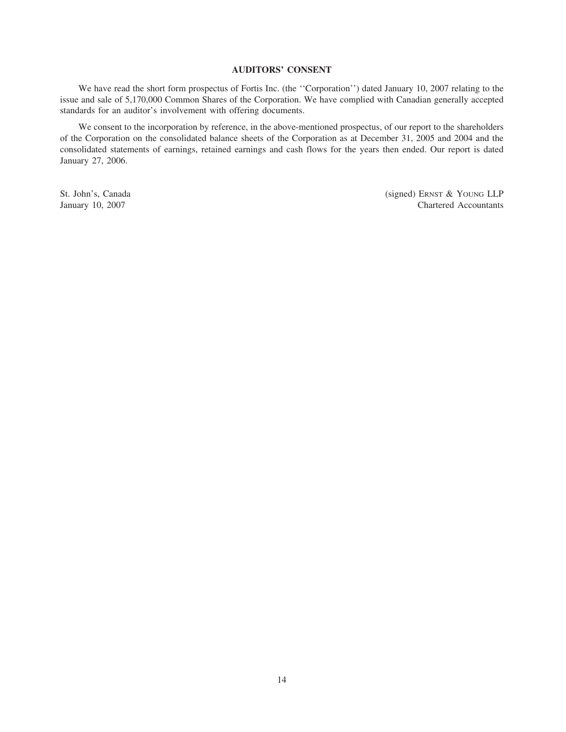## AUDITORS' CONSENT

We have read the short form prospectus of Fortis Inc. (the ''Corporation'') dated January 10, 2007 relating to the issue and sale of 5,170,000 Common Shares of the Corporation. We have complied with Canadian generally accepted standards for an auditor's involvement with offering documents.

We consent to the incorporation by reference, in the above-mentioned prospectus, of our report to the shareholders of the Corporation on the consolidated balance sheets of the Corporation as at December 31, 2005 and 2004 and the consolidated statements of earnings, retained earnings and cash flows for the years then ended. Our report is dated January 27, 2006.

St. John's, Canada
January 10, 2007

(signed) ERNST & YOUNG LLP
Chartered Accountants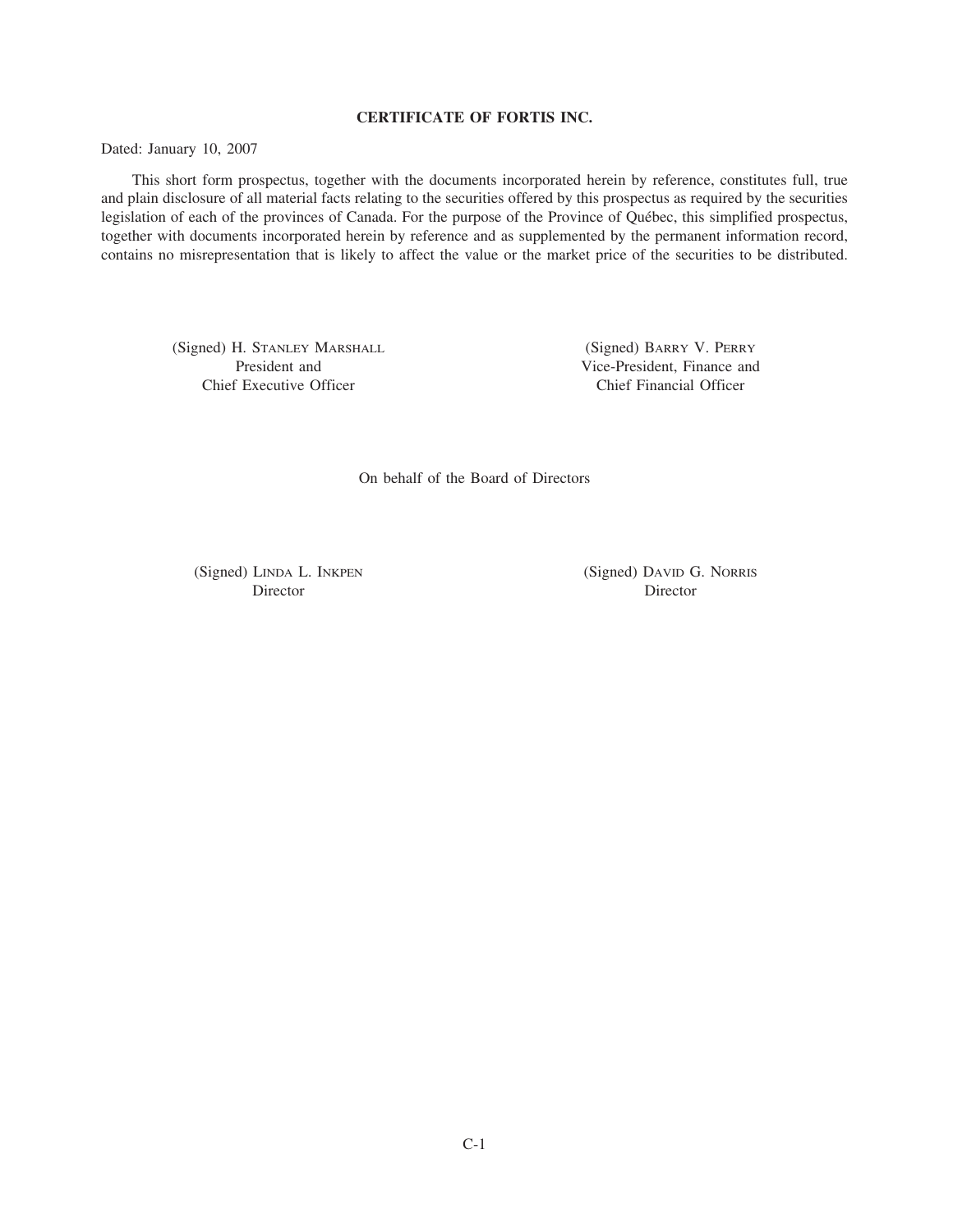## CERTIFICATE OF FORTIS INC.

Dated: January 10, 2007

This short form prospectus, together with the documents incorporated herein by reference, constitutes full, true and plain disclosure of all material facts relating to the securities offered by this prospectus as required by the securities legislation of each of the provinces of Canada. For the purpose of the Province of Québec, this simplified prospectus, together with documents incorporated herein by reference and as supplemented by the permanent information record, contains no misrepresentation that is likely to affect the value or the market price of the securities to be distributed.

(Signed) H. STANLEY MARSHALL
President and
Chief Executive Officer

(Signed) BARRY V. PERRY
Vice-President, Finance and
Chief Financial Officer

On behalf of the Board of Directors

(Signed) LINDA L. INKPEN
Director

(Signed) DAVID G. NORRIS
Director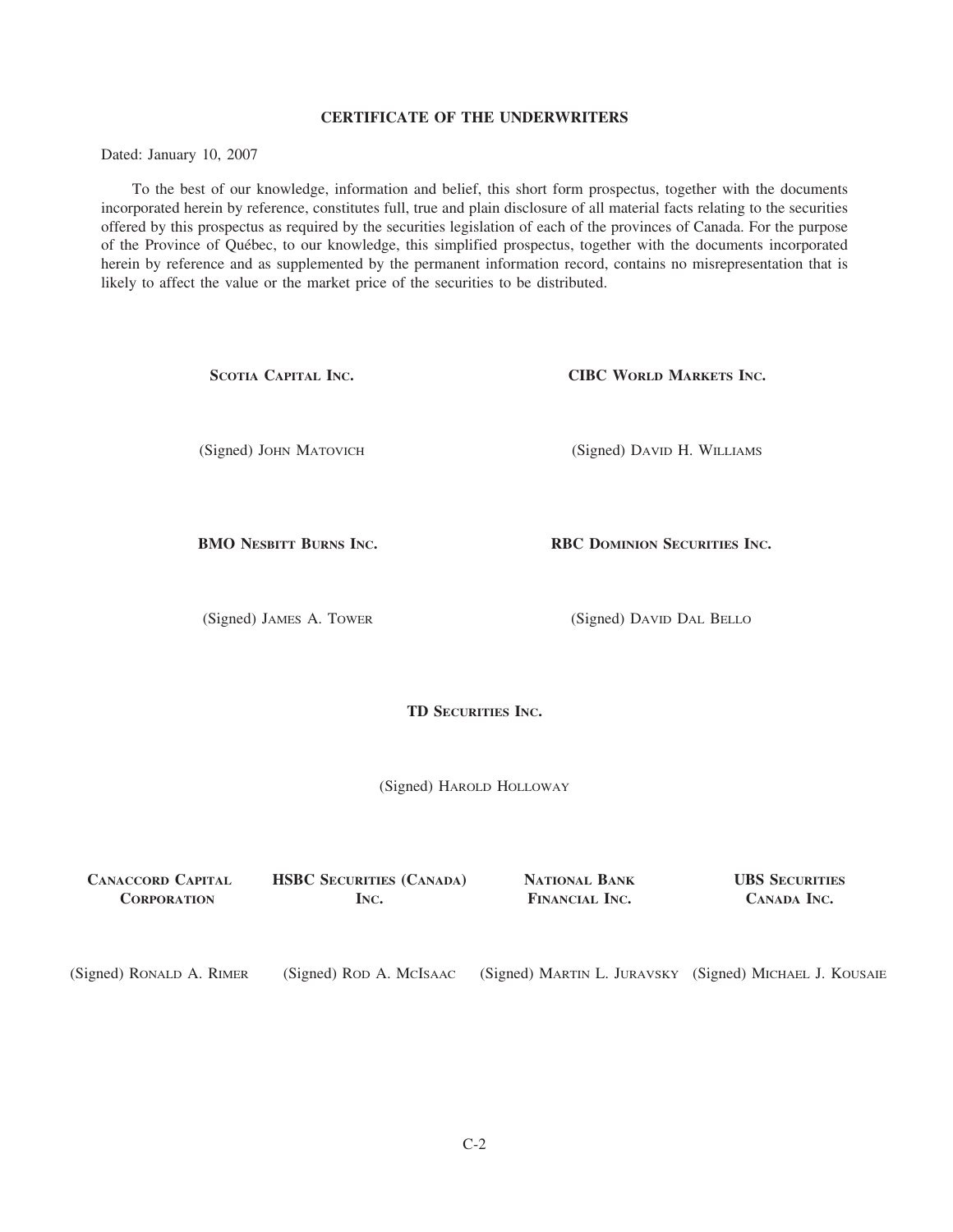## CERTIFICATE OF THE UNDERWRITERS

Dated: January 10, 2007

To the best of our knowledge, information and belief, this short form prospectus, together with the documents incorporated herein by reference, constitutes full, true and plain disclosure of all material facts relating to the securities offered by this prospectus as required by the securities legislation of each of the provinces of Canada. For the purpose of the Province of Québec, to our knowledge, this simplified prospectus, together with the documents incorporated herein by reference and as supplemented by the permanent information record, contains no misrepresentation that is likely to affect the value or the market price of the securities to be distributed.

**SCOTIA CAPITAL INC.**

(Signed) JOHN MATOVICH

**CIBC WORLD MARKETS INC.**

(Signed) DAVID H. WILLIAMS

**BMO NESBITT BURNS INC.**

(Signed) JAMES A. TOWER

**RBC DOMINION SECURITIES INC.**

(Signed) DAVID DAL BELLO

**TD SECURITIES INC.**

(Signed) HAROLD HOLLOWAY

**CANACCORD CAPITAL CORPORATION**

(Signed) RONALD A. RIMER

**HSBC SECURITIES (CANADA) INC.**

(Signed) ROD A. MCISAAC

**NATIONAL BANK FINANCIAL INC.**

(Signed) MARTIN L. JURAVSKY

**UBS SECURITIES CANADA INC.**

(Signed) MICHAEL J. KOUSAIE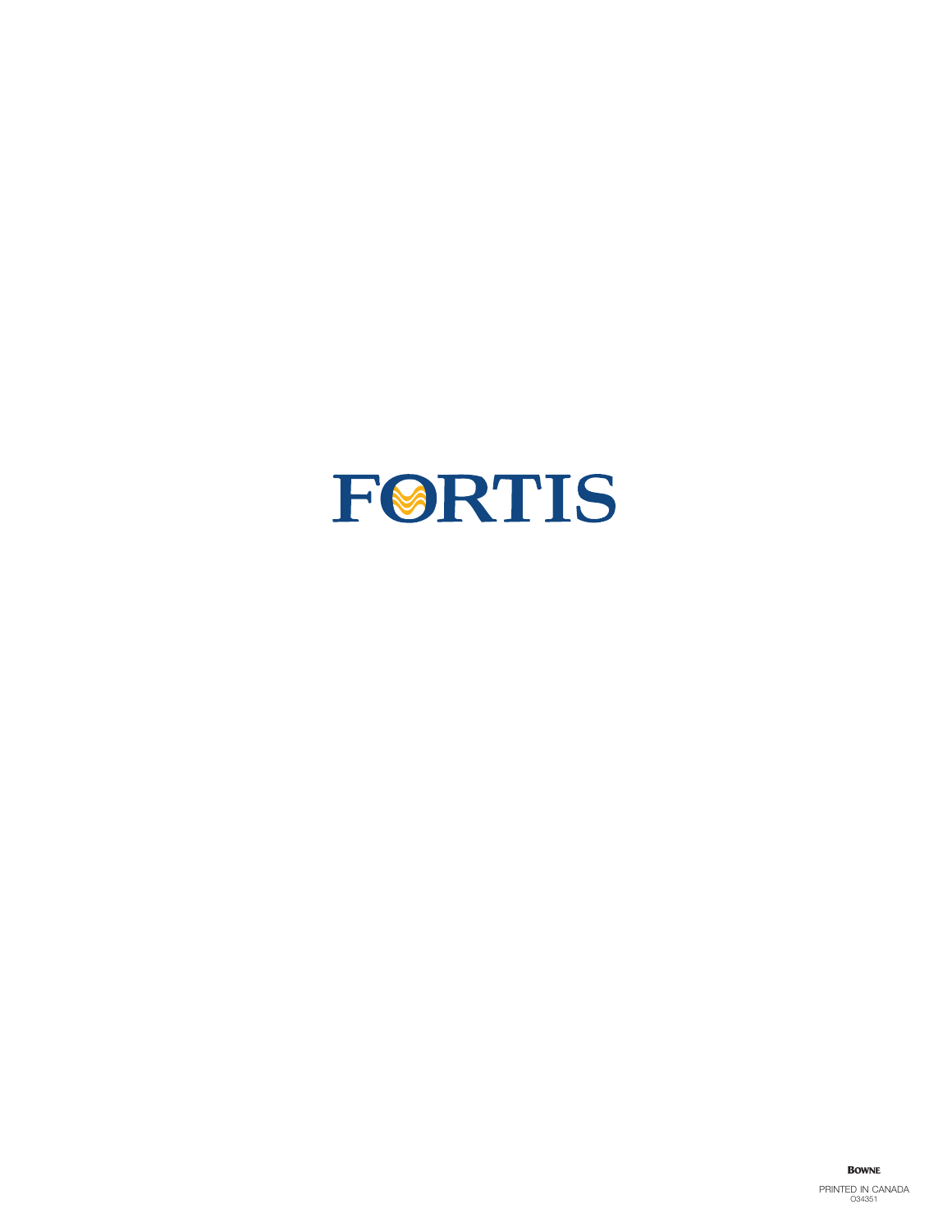FORTIS

BOWNE

PRINTED IN CANADA
O34351